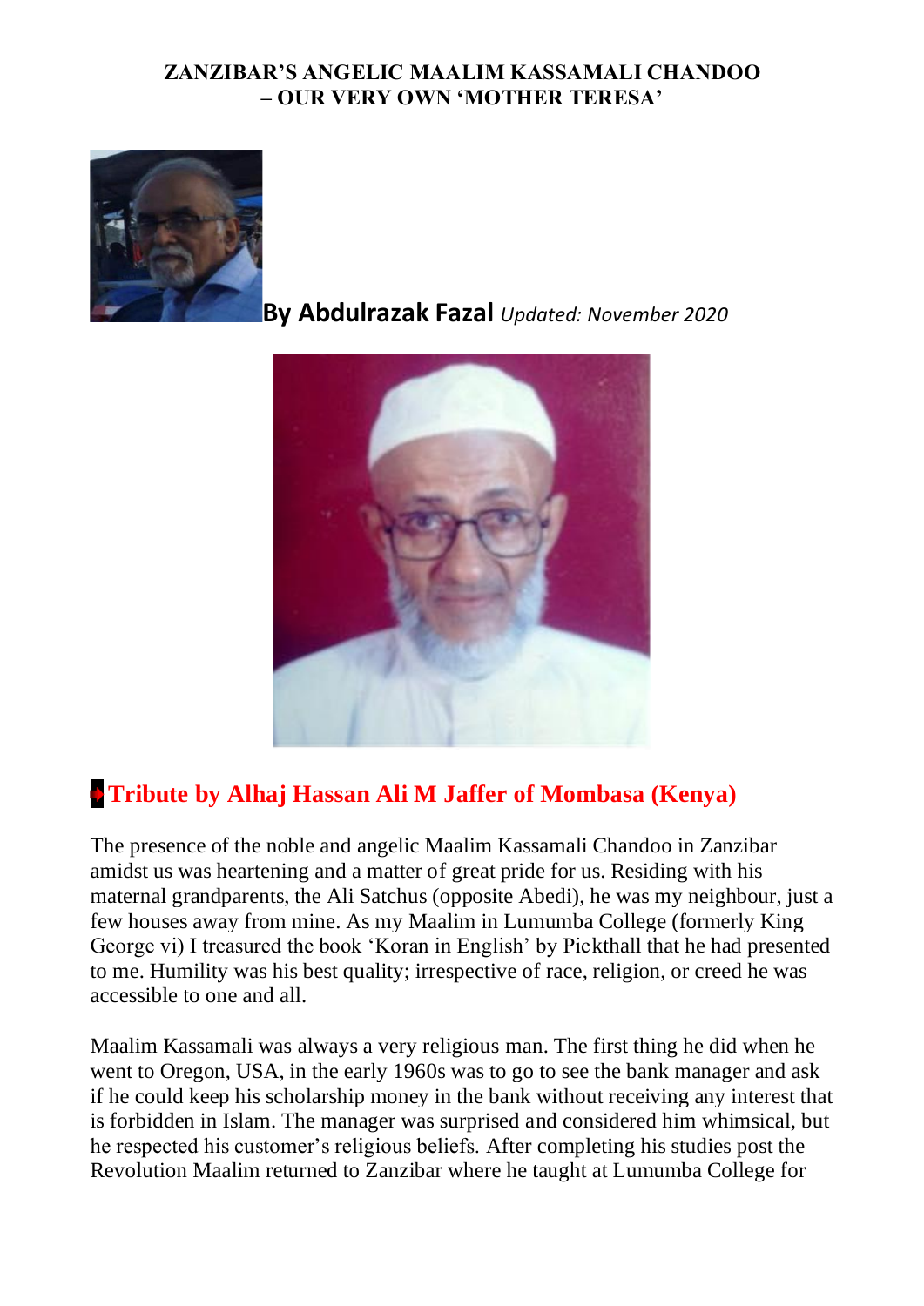# ZANZIBAR'S ANGELIC MAALIM KASSAMALI CHANDOO – OUR VERY OWN 'MOTHER TERESA'

**By Abdulrazak Fazal** *Updated: November 2020*

## Tribute by Alhaj Hassan Ali M Jaffer of Mombasa (Kenya)

The presence of the noble and angelic Maalim Kassamali Chandoo in Zanzibar amidst us was heartening and a matter of great pride for us. Residing with his maternal grandparents, the Ali Satchus (opposite Abedi), he was my neighbour, just a few houses away from mine. As my Maalim in Lumumba College (formerly King George vi) I treasured the book 'Koran in English' by Pickthall that he had presented to me. Humility was his best quality; irrespective of race, religion, or creed he was accessible to one and all.

Maalim Kassamali was always a very religious man. The first thing he did when he went to Oregon, USA, in the early 1960s was to go to see the bank manager and ask if he could keep his scholarship money in the bank without receiving any interest that is forbidden in Islam. The manager was surprised and considered him whimsical, but he respected his customer's religious beliefs. After completing his studies post the Revolution Maalim returned to Zanzibar where he taught at Lumumba College for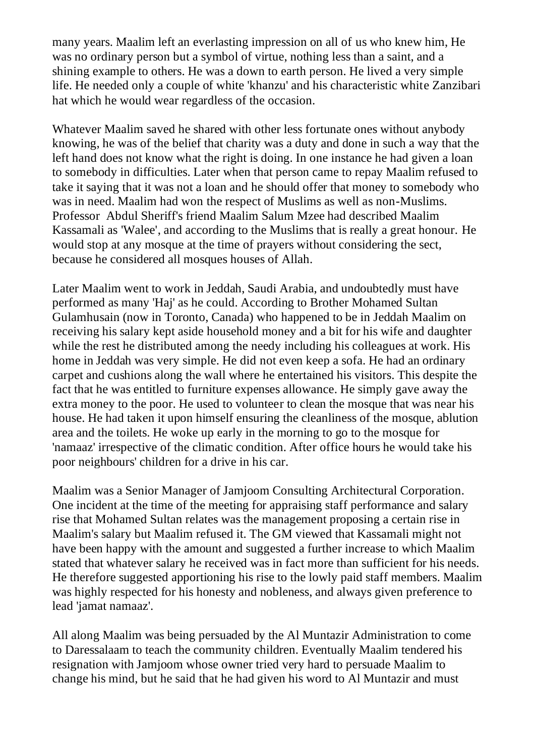many years. Maalim left an everlasting impression on all of us who knew him, He was no ordinary person but a symbol of virtue, nothing less than a saint, and a shining example to others. He was a down to earth person. He lived a very simple life. He needed only a couple of white 'khanzu' and his characteristic white Zanzibari hat which he would wear regardless of the occasion.

Whatever Maalim saved he shared with other less fortunate ones without anybody knowing, he was of the belief that charity was a duty and done in such a way that the left hand does not know what the right is doing. In one instance he had given a loan to somebody in difficulties. Later when that person came to repay Maalim refused to take it saying that it was not a loan and he should offer that money to somebody who was in need. Maalim had won the respect of Muslims as well as non-Muslims. Professor Abdul Sheriff's friend Maalim Salum Mzee had described Maalim Kassamali as 'Walee', and according to the Muslims that is really a great honour. He would stop at any mosque at the time of prayers without considering the sect, because he considered all mosques houses of Allah.

Later Maalim went to work in Jeddah, Saudi Arabia, and undoubtedly must have performed as many 'Haj' as he could. According to Brother Mohamed Sultan Gulamhusain (now in Toronto, Canada) who happened to be in Jeddah Maalim on receiving his salary kept aside household money and a bit for his wife and daughter while the rest he distributed among the needy including his colleagues at work. His home in Jeddah was very simple. He did not even keep a sofa. He had an ordinary carpet and cushions along the wall where he entertained his visitors. This despite the fact that he was entitled to furniture expenses allowance. He simply gave away the extra money to the poor. He used to volunteer to clean the mosque that was near his house. He had taken it upon himself ensuring the cleanliness of the mosque, ablution area and the toilets. He woke up early in the morning to go to the mosque for 'namaaz' irrespective of the climatic condition. After office hours he would take his poor neighbours' children for a drive in his car.

Maalim was a Senior Manager of Jamjoom Consulting Architectural Corporation. One incident at the time of the meeting for appraising staff performance and salary rise that Mohamed Sultan relates was the management proposing a certain rise in Maalim's salary but Maalim refused it. The GM viewed that Kassamali might not have been happy with the amount and suggested a further increase to which Maalim stated that whatever salary he received was in fact more than sufficient for his needs. He therefore suggested apportioning his rise to the lowly paid staff members. Maalim was highly respected for his honesty and nobleness, and always given preference to lead 'jamat namaaz'.

All along Maalim was being persuaded by the Al Muntazir Administration to come to Daressalaam to teach the community children. Eventually Maalim tendered his resignation with Jamjoom whose owner tried very hard to persuade Maalim to change his mind, but he said that he had given his word to Al Muntazir and must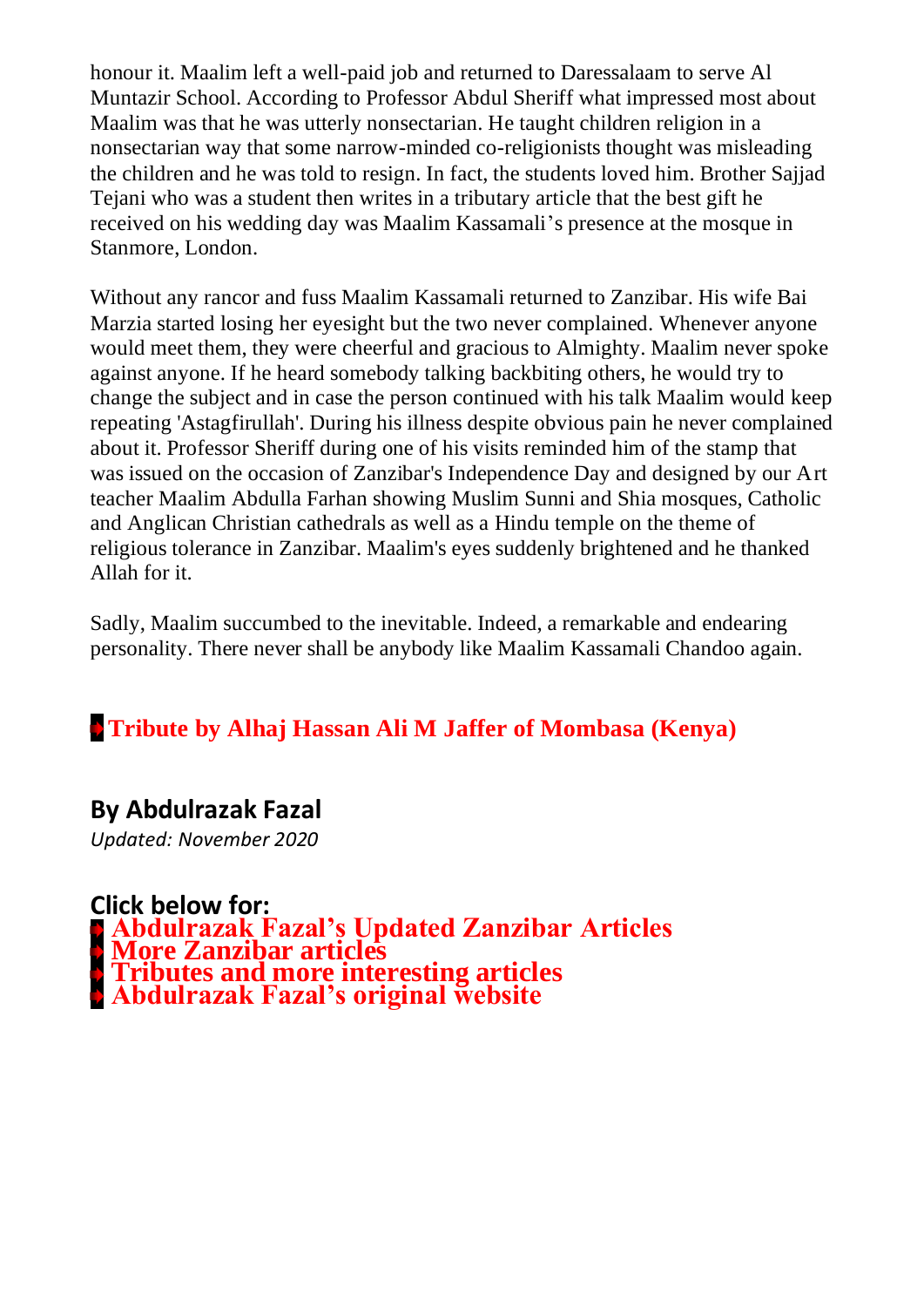honour it. Maalim left a well-paid job and returned to Daressalaam to serve Al Muntazir School. According to Professor Abdul Sheriff what impressed most about Maalim was that he was utterly nonsectarian. He taught children religion in a nonsectarian way that some narrow-minded co-religionists thought was misleading the children and he was told to resign. In fact, the students loved him. Brother Sajjad Tejani who was a student then writes in a tributary article that the best gift he received on his wedding day was Maalim Kassamali's presence at the mosque in Stanmore, London.

Without any rancor and fuss Maalim Kassamali returned to Zanzibar. His wife Bai Marzia started losing her eyesight but the two never complained. Whenever anyone would meet them, they were cheerful and gracious to Almighty. Maalim never spoke against anyone. If he heard somebody talking backbiting others, he would try to change the subject and in case the person continued with his talk Maalim would keep repeating 'Astagfirullah'. During his illness despite obvious pain he never complained about it. Professor Sheriff during one of his visits reminded him of the stamp that was issued on the occasion of Zanzibar's Independence Day and designed by our Art teacher Maalim Abdulla Farhan showing Muslim Sunni and Shia mosques, Catholic and Anglican Christian cathedrals as well as a Hindu temple on the theme of religious tolerance in Zanzibar. Maalim's eyes suddenly brightened and he thanked Allah for it.

Sadly, Maalim succumbed to the inevitable. Indeed, a remarkable and endearing personality. There never shall be anybody like Maalim Kassamali Chandoo again.

- **Tribute by Alhaj Hassan Ali M Jaffer of Mombasa (Kenya)**

**By Abdulrazak Fazal**
*Updated: November 2020*

**Click below for:**
- **Abdulrazak Fazal's Updated Zanzibar Articles**
- **More Zanzibar articles**
- **Tributes and more interesting articles**
- **Abdulrazak Fazal's original website**